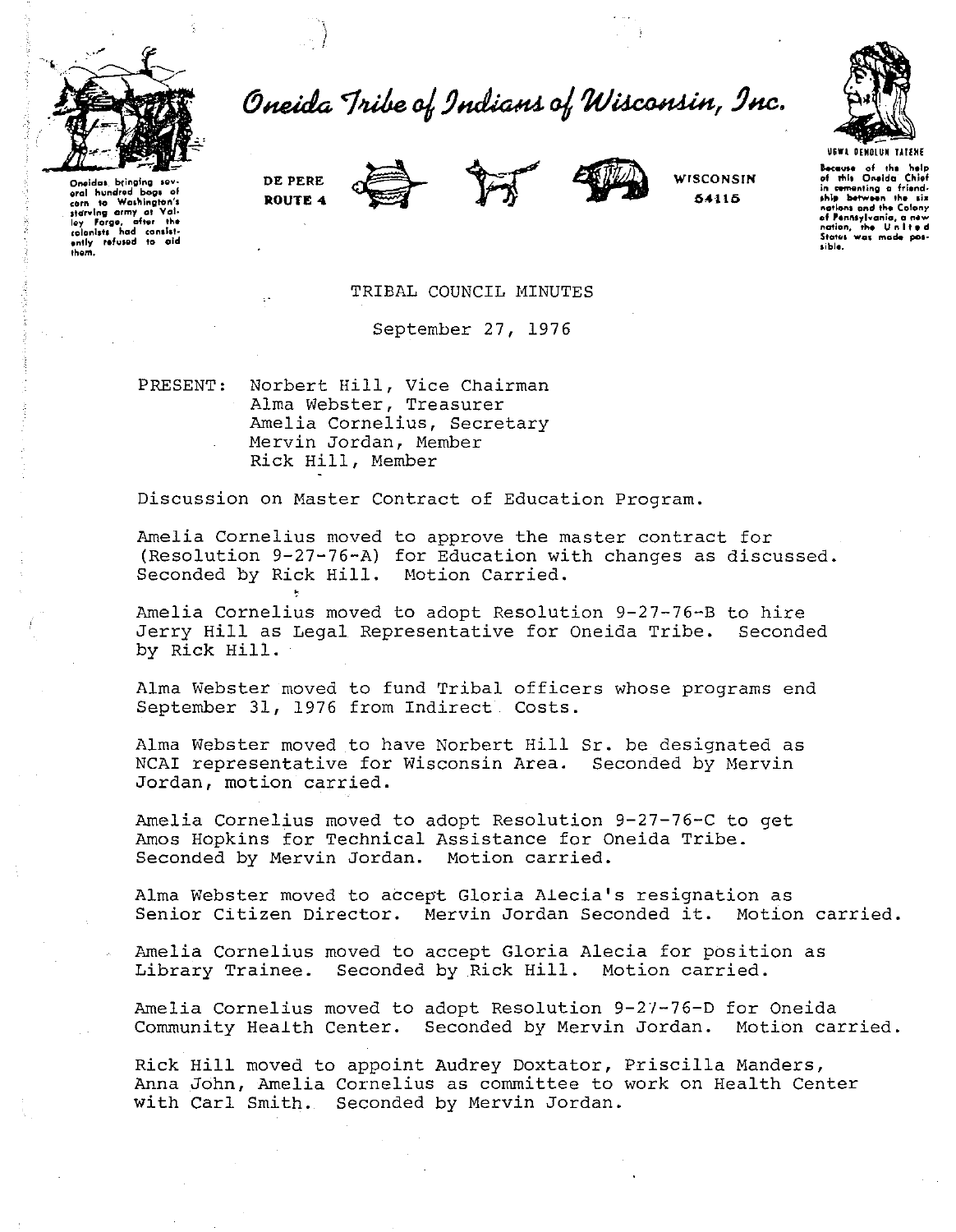Oneidas bringing several hundred bags of corn to Washington's starving army at Valley Forge, after the colonists had consistently refused to aid them.

# Oneida Tribe of Indians of Wisconsin, Inc.

DE PERE
ROUTE 4

WISCONSIN
54115

UGWA DEHOLUN YATEHE

Because of the help of this Oneida Chief in cementing a friendship between the six nations and the Colony of Pennsylvania, a new nation, the United States was made possible.

## TRIBAL COUNCIL MINUTES

September 27, 1976

PRESENT: Norbert Hill, Vice Chairman
Alma Webster, Treasurer
Amelia Cornelius, Secretary
Mervin Jordan, Member
Rick Hill, Member

Discussion on Master Contract of Education Program.

Amelia Cornelius moved to approve the master contract for (Resolution 9-27-76-A) for Education with changes as discussed. Seconded by Rick Hill. Motion Carried.

Amelia Cornelius moved to adopt Resolution 9-27-76-B to hire Jerry Hill as Legal Representative for Oneida Tribe. Seconded by Rick Hill.

Alma Webster moved to fund Tribal officers whose programs end September 31, 1976 from Indirect Costs.

Alma Webster moved to have Norbert Hill Sr. be designated as NCAI representative for Wisconsin Area. Seconded by Mervin Jordan, motion carried.

Amelia Cornelius moved to adopt Resolution 9-27-76-C to get Amos Hopkins for Technical Assistance for Oneida Tribe. Seconded by Mervin Jordan. Motion carried.

Alma Webster moved to accept Gloria Alecia's resignation as Senior Citizen Director. Mervin Jordan Seconded it. Motion carried.

Amelia Cornelius moved to accept Gloria Alecia for position as Library Trainee. Seconded by Rick Hill. Motion carried.

Amelia Cornelius moved to adopt Resolution 9-27-76-D for Oneida Community Health Center. Seconded by Mervin Jordan. Motion carried.

Rick Hill moved to appoint Audrey Doxtator, Priscilla Manders, Anna John, Amelia Cornelius as committee to work on Health Center with Carl Smith. Seconded by Mervin Jordan.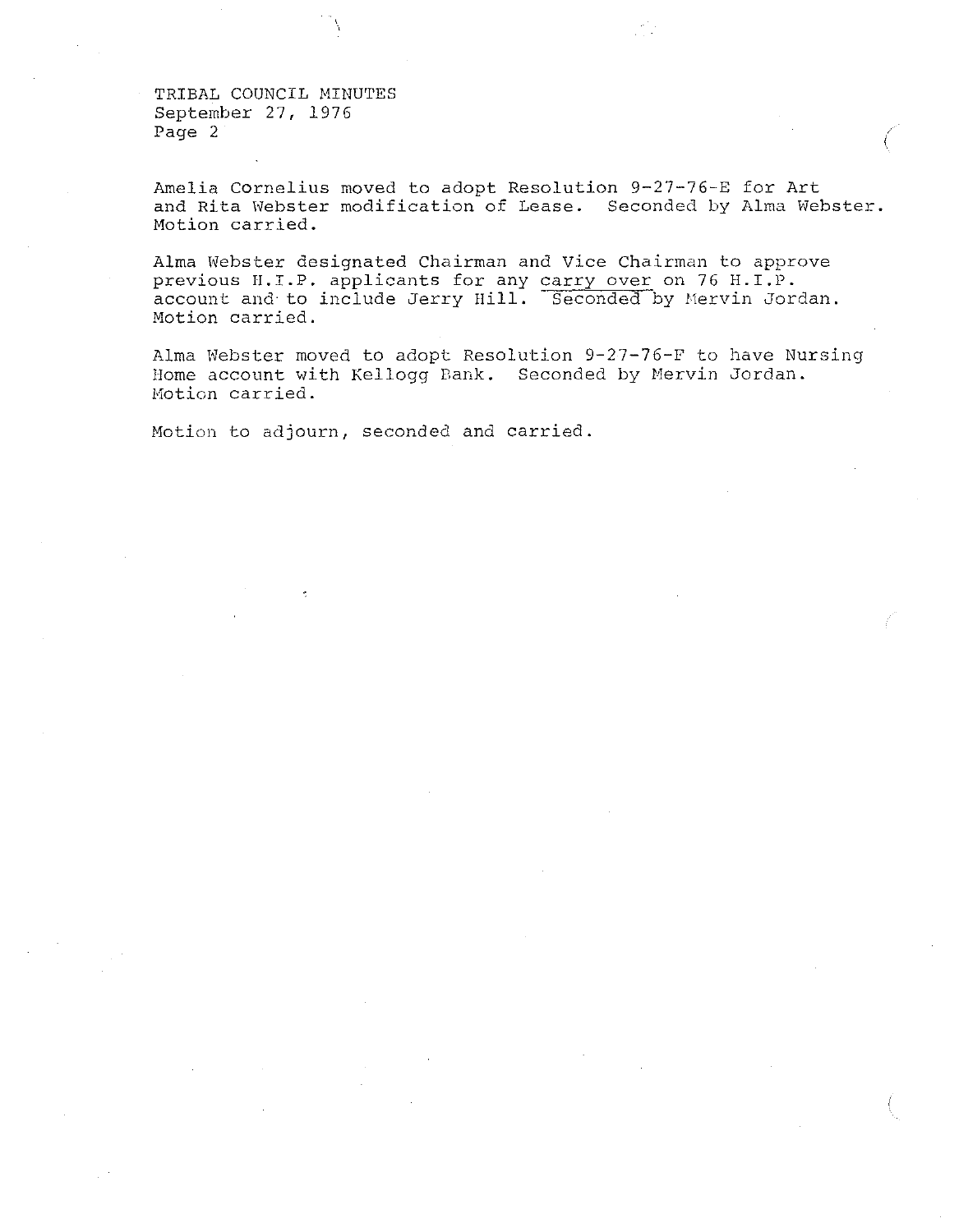Amelia Cornelius moved to adopt Resolution 9-27-76-E for Art and Rita Webster modification of Lease. Seconded by Alma Webster. Motion carried.

Alma Webster designated Chairman and Vice Chairman to approve previous H.I.P. applicants for any carry over on 76 H.I.P. account and to include Jerry Hill. Seconded by Mervin Jordan. Motion carried.

Alma Webster moved to adopt Resolution 9-27-76-F to have Nursing Home account with Kellogg Bank. Seconded by Mervin Jordan. Motion carried.

Motion to adjourn, seconded and carried.